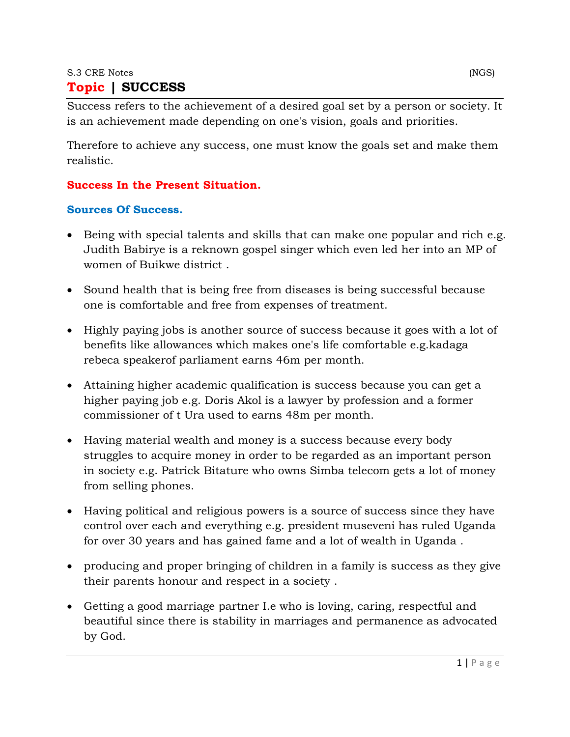# Topic | SUCCESS

Success refers to the achievement of a desired goal set by a person or society. It is an achievement made depending on one's vision, goals and priorities.

Therefore to achieve any success, one must know the goals set and make them realistic.

## Success In the Present Situation.

### Sources Of Success.

- Being with special talents and skills that can make one popular and rich e.g. Judith Babirye is a reknown gospel singer which even led her into an MP of women of Buikwe district .
- Sound health that is being free from diseases is being successful because one is comfortable and free from expenses of treatment.
- Highly paying jobs is another source of success because it goes with a lot of benefits like allowances which makes one's life comfortable e.g.kadaga rebeca speakerof parliament earns 46m per month.
- Attaining higher academic qualification is success because you can get a higher paying job e.g. Doris Akol is a lawyer by profession and a former commissioner of t Ura used to earns 48m per month.
- Having material wealth and money is a success because every body struggles to acquire money in order to be regarded as an important person in society e.g. Patrick Bitature who owns Simba telecom gets a lot of money from selling phones.
- Having political and religious powers is a source of success since they have control over each and everything e.g. president museveni has ruled Uganda for over 30 years and has gained fame and a lot of wealth in Uganda .
- producing and proper bringing of children in a family is success as they give their parents honour and respect in a society .
- Getting a good marriage partner I.e who is loving, caring, respectful and beautiful since there is stability in marriages and permanence as advocated by God.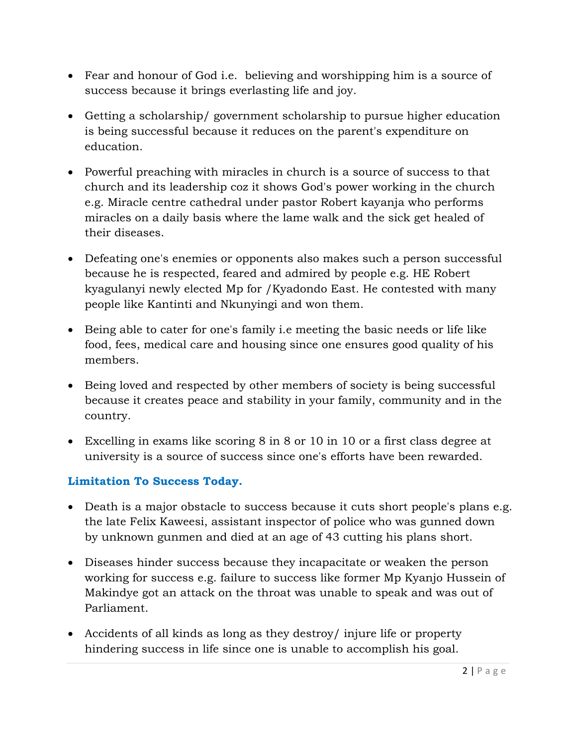- Fear and honour of God i.e. believing and worshipping him is a source of success because it brings everlasting life and joy.

- Getting a scholarship/ government scholarship to pursue higher education is being successful because it reduces on the parent's expenditure on education.

- Powerful preaching with miracles in church is a source of success to that church and its leadership coz it shows God's power working in the church e.g. Miracle centre cathedral under pastor Robert kayanja who performs miracles on a daily basis where the lame walk and the sick get healed of their diseases.

- Defeating one's enemies or opponents also makes such a person successful because he is respected, feared and admired by people e.g. HE Robert kyagulanyi newly elected Mp for /Kyadondo East. He contested with many people like Kantinti and Nkunyingi and won them.

- Being able to cater for one's family i.e meeting the basic needs or life like food, fees, medical care and housing since one ensures good quality of his members.

- Being loved and respected by other members of society is being successful because it creates peace and stability in your family, community and in the country.

- Excelling in exams like scoring 8 in 8 or 10 in 10 or a first class degree at university is a source of success since one's efforts have been rewarded.

### Limitation To Success Today.

- Death is a major obstacle to success because it cuts short people's plans e.g. the late Felix Kaweesi, assistant inspector of police who was gunned down by unknown gunmen and died at an age of 43 cutting his plans short.

- Diseases hinder success because they incapacitate or weaken the person working for success e.g. failure to success like former Mp Kyanjo Hussein of Makindye got an attack on the throat was unable to speak and was out of Parliament.

- Accidents of all kinds as long as they destroy/ injure life or property hindering success in life since one is unable to accomplish his goal.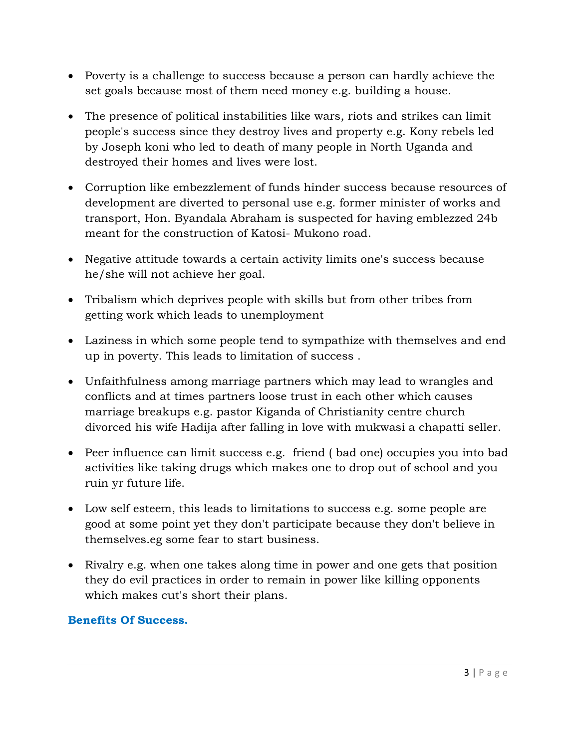- Poverty is a challenge to success because a person can hardly achieve the set goals because most of them need money e.g. building a house.
- The presence of political instabilities like wars, riots and strikes can limit people's success since they destroy lives and property e.g. Kony rebels led by Joseph koni who led to death of many people in North Uganda and destroyed their homes and lives were lost.
- Corruption like embezzlement of funds hinder success because resources of development are diverted to personal use e.g. former minister of works and transport, Hon. Byandala Abraham is suspected for having emblezzed 24b meant for the construction of Katosi- Mukono road.
- Negative attitude towards a certain activity limits one's success because he/she will not achieve her goal.
- Tribalism which deprives people with skills but from other tribes from getting work which leads to unemployment
- Laziness in which some people tend to sympathize with themselves and end up in poverty. This leads to limitation of success .
- Unfaithfulness among marriage partners which may lead to wrangles and conflicts and at times partners loose trust in each other which causes marriage breakups e.g. pastor Kiganda of Christianity centre church divorced his wife Hadija after falling in love with mukwasi a chapatti seller.
- Peer influence can limit success e.g. friend ( bad one) occupies you into bad activities like taking drugs which makes one to drop out of school and you ruin yr future life.
- Low self esteem, this leads to limitations to success e.g. some people are good at some point yet they don't participate because they don't believe in themselves.eg some fear to start business.
- Rivalry e.g. when one takes along time in power and one gets that position they do evil practices in order to remain in power like killing opponents which makes cut's short their plans.

### Benefits Of Success.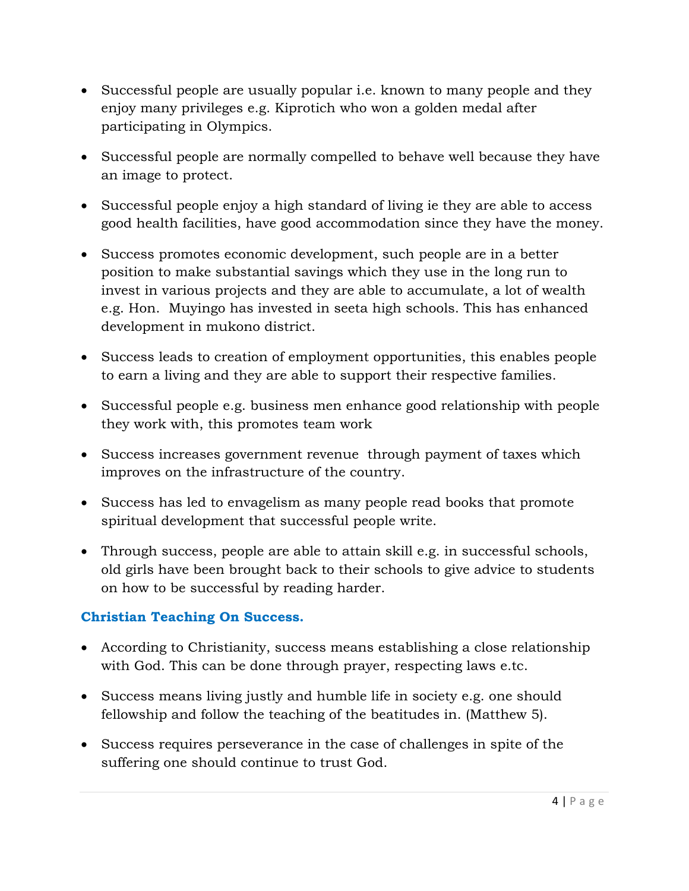- Successful people are usually popular i.e. known to many people and they enjoy many privileges e.g. Kiprotich who won a golden medal after participating in Olympics.

- Successful people are normally compelled to behave well because they have an image to protect.

- Successful people enjoy a high standard of living ie they are able to access good health facilities, have good accommodation since they have the money.

- Success promotes economic development, such people are in a better position to make substantial savings which they use in the long run to invest in various projects and they are able to accumulate, a lot of wealth e.g. Hon. Muyingo has invested in seeta high schools. This has enhanced development in mukono district.

- Success leads to creation of employment opportunities, this enables people to earn a living and they are able to support their respective families.

- Successful people e.g. business men enhance good relationship with people they work with, this promotes team work

- Success increases government revenue through payment of taxes which improves on the infrastructure of the country.

- Success has led to envagelism as many people read books that promote spiritual development that successful people write.

- Through success, people are able to attain skill e.g. in successful schools, old girls have been brought back to their schools to give advice to students on how to be successful by reading harder.

### Christian Teaching On Success.

- According to Christianity, success means establishing a close relationship with God. This can be done through prayer, respecting laws e.tc.

- Success means living justly and humble life in society e.g. one should fellowship and follow the teaching of the beatitudes in. (Matthew 5).

- Success requires perseverance in the case of challenges in spite of the suffering one should continue to trust God.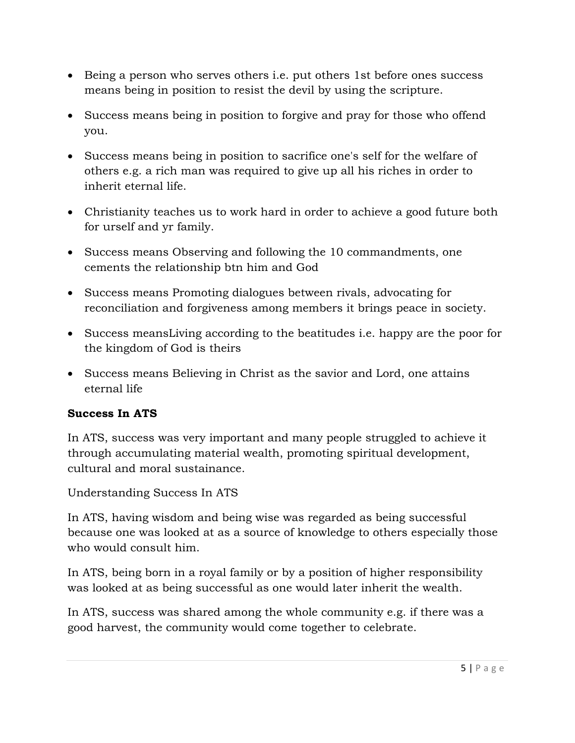- Being a person who serves others i.e. put others 1st before ones success means being in position to resist the devil by using the scripture.
- Success means being in position to forgive and pray for those who offend you.
- Success means being in position to sacrifice one's self for the welfare of others e.g. a rich man was required to give up all his riches in order to inherit eternal life.
- Christianity teaches us to work hard in order to achieve a good future both for urself and yr family.
- Success means Observing and following the 10 commandments, one cements the relationship btn him and God
- Success means Promoting dialogues between rivals, advocating for reconciliation and forgiveness among members it brings peace in society.
- Success meansLiving according to the beatitudes i.e. happy are the poor for the kingdom of God is theirs
- Success means Believing in Christ as the savior and Lord, one attains eternal life

**Success In ATS**

In ATS, success was very important and many people struggled to achieve it through accumulating material wealth, promoting spiritual development, cultural and moral sustainance.

Understanding Success In ATS

In ATS, having wisdom and being wise was regarded as being successful because one was looked at as a source of knowledge to others especially those who would consult him.

In ATS, being born in a royal family or by a position of higher responsibility was looked at as being successful as one would later inherit the wealth.

In ATS, success was shared among the whole community e.g. if there was a good harvest, the community would come together to celebrate.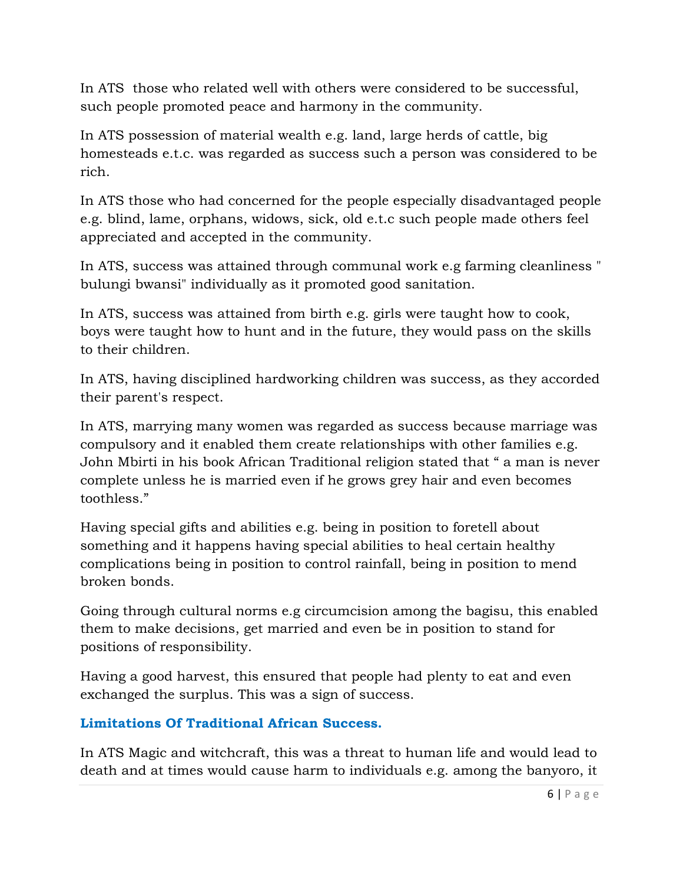In ATS  those who related well with others were considered to be successful, such people promoted peace and harmony in the community.

In ATS possession of material wealth e.g. land, large herds of cattle, big homesteads e.t.c. was regarded as success such a person was considered to be rich.

In ATS those who had concerned for the people especially disadvantaged people e.g. blind, lame, orphans, widows, sick, old e.t.c such people made others feel appreciated and accepted in the community.

In ATS, success was attained through communal work e.g farming cleanliness " bulungi bwansi" individually as it promoted good sanitation.

In ATS, success was attained from birth e.g. girls were taught how to cook, boys were taught how to hunt and in the future, they would pass on the skills to their children.

In ATS, having disciplined hardworking children was success, as they accorded their parent's respect.

In ATS, marrying many women was regarded as success because marriage was compulsory and it enabled them create relationships with other families e.g. John Mbirti in his book African Traditional religion stated that " a man is never complete unless he is married even if he grows grey hair and even becomes toothless."

Having special gifts and abilities e.g. being in position to foretell about something and it happens having special abilities to heal certain healthy complications being in position to control rainfall, being in position to mend broken bonds.

Going through cultural norms e.g circumcision among the bagisu, this enabled them to make decisions, get married and even be in position to stand for positions of responsibility.

Having a good harvest, this ensured that people had plenty to eat and even exchanged the surplus. This was a sign of success.

### Limitations Of Traditional African Success.

In ATS Magic and witchcraft, this was a threat to human life and would lead to death and at times would cause harm to individuals e.g. among the banyoro, it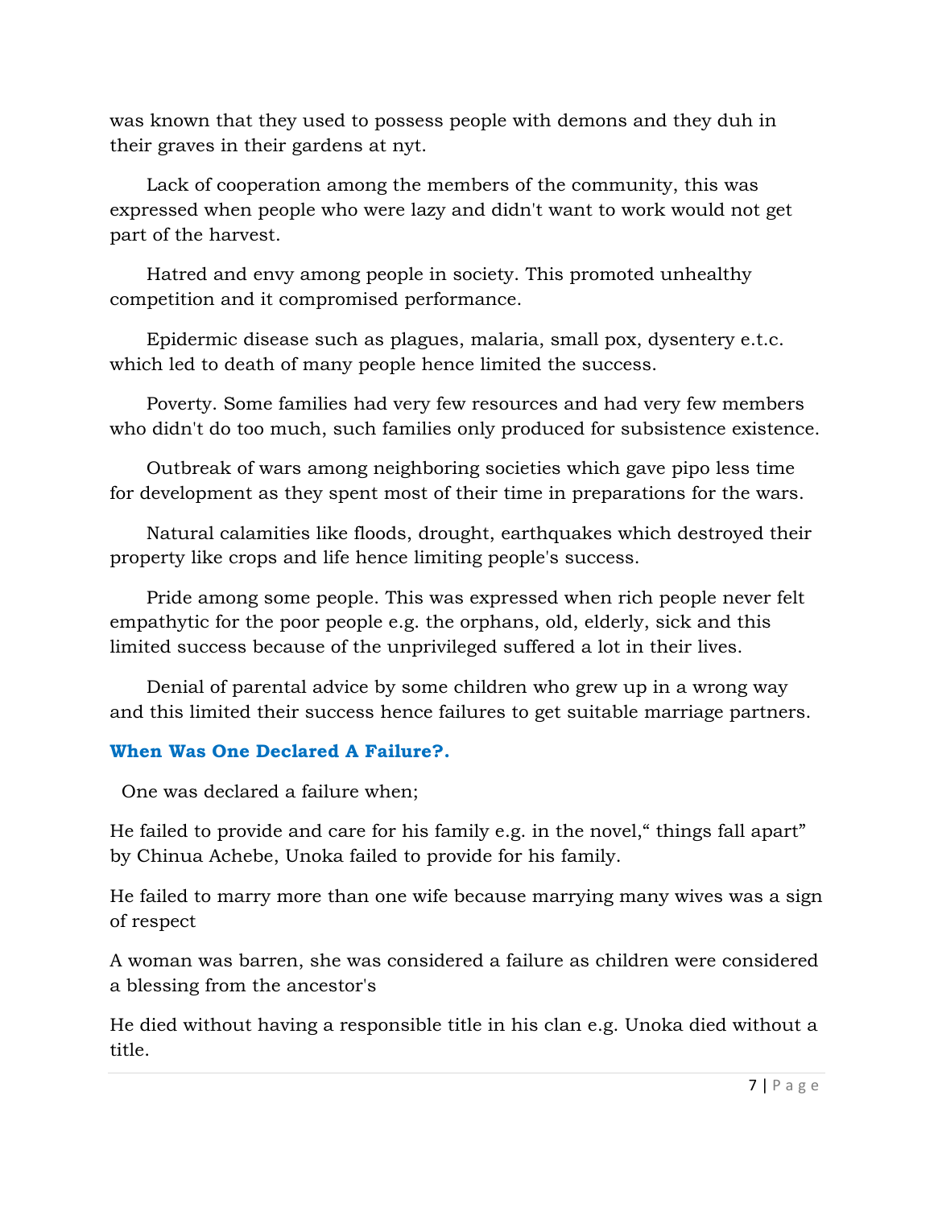was known that they used to possess people with demons and they duh in their graves in their gardens at nyt.

Lack of cooperation among the members of the community, this was expressed when people who were lazy and didn't want to work would not get part of the harvest.

Hatred and envy among people in society. This promoted unhealthy competition and it compromised performance.

Epidermic disease such as plagues, malaria, small pox, dysentery e.t.c. which led to death of many people hence limited the success.

Poverty. Some families had very few resources and had very few members who didn't do too much, such families only produced for subsistence existence.

Outbreak of wars among neighboring societies which gave pipo less time for development as they spent most of their time in preparations for the wars.

Natural calamities like floods, drought, earthquakes which destroyed their property like crops and life hence limiting people's success.

Pride among some people. This was expressed when rich people never felt empathytic for the poor people e.g. the orphans, old, elderly, sick and this limited success because of the unprivileged suffered a lot in their lives.

Denial of parental advice by some children who grew up in a wrong way and this limited their success hence failures to get suitable marriage partners.

### When Was One Declared A Failure?.

One was declared a failure when;

He failed to provide and care for his family e.g. in the novel,“ things fall apart” by Chinua Achebe, Unoka failed to provide for his family.

He failed to marry more than one wife because marrying many wives was a sign of respect

A woman was barren, she was considered a failure as children were considered a blessing from the ancestor's

He died without having a responsible title in his clan e.g. Unoka died without a title.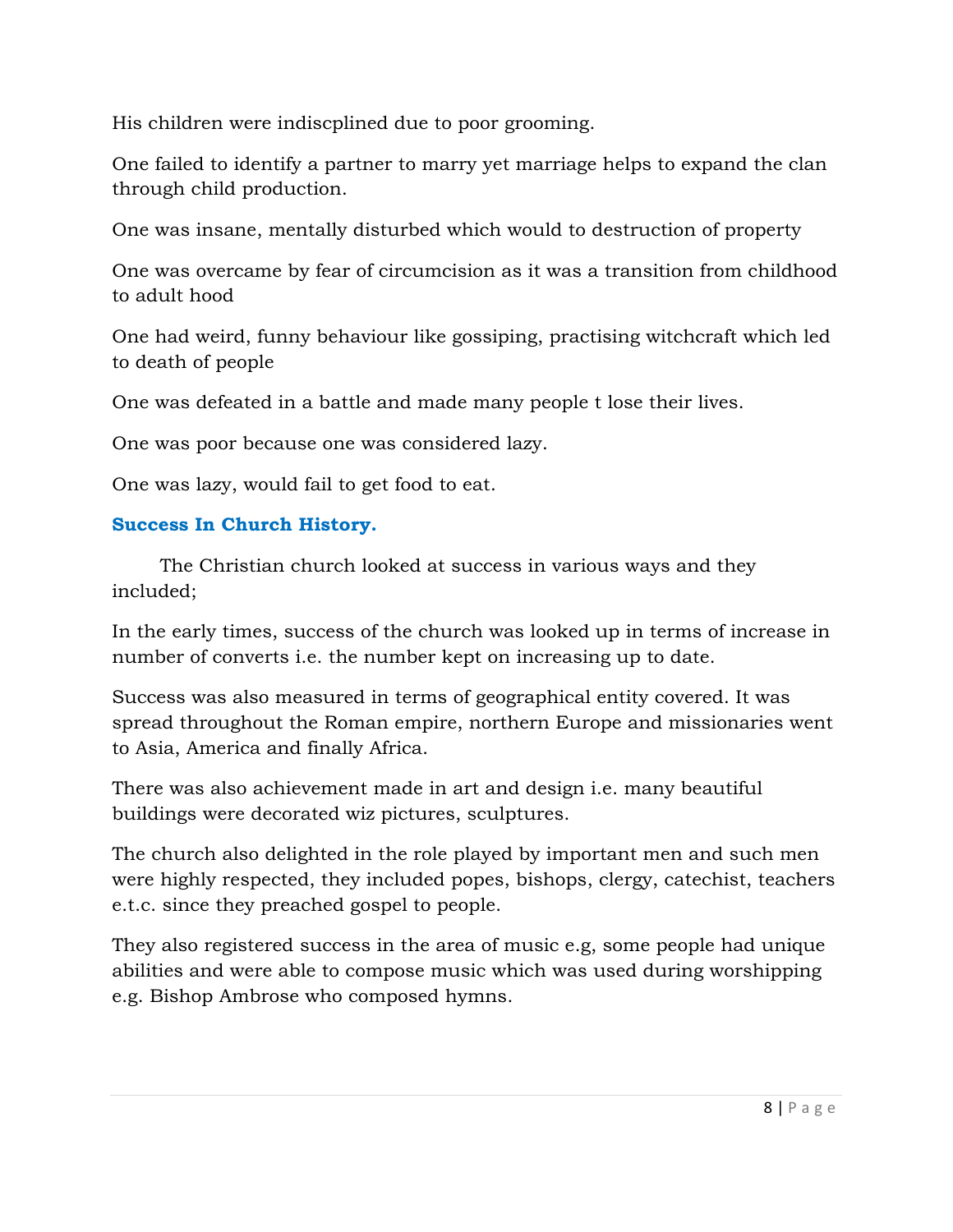His children were indiscplined due to poor grooming.

One failed to identify a partner to marry yet marriage helps to expand the clan through child production.

One was insane, mentally disturbed which would to destruction of property

One was overcame by fear of circumcision as it was a transition from childhood to adult hood

One had weird, funny behaviour like gossiping, practising witchcraft which led to death of people

One was defeated in a battle and made many people t lose their lives.

One was poor because one was considered lazy.

One was lazy, would fail to get food to eat.

### Success In Church History.

The Christian church looked at success in various ways and they included;

In the early times, success of the church was looked up in terms of increase in number of converts i.e. the number kept on increasing up to date.

Success was also measured in terms of geographical entity covered. It was spread throughout the Roman empire, northern Europe and missionaries went to Asia, America and finally Africa.

There was also achievement made in art and design i.e. many beautiful buildings were decorated wiz pictures, sculptures.

The church also delighted in the role played by important men and such men were highly respected, they included popes, bishops, clergy, catechist, teachers e.t.c. since they preached gospel to people.

They also registered success in the area of music e.g, some people had unique abilities and were able to compose music which was used during worshipping e.g. Bishop Ambrose who composed hymns.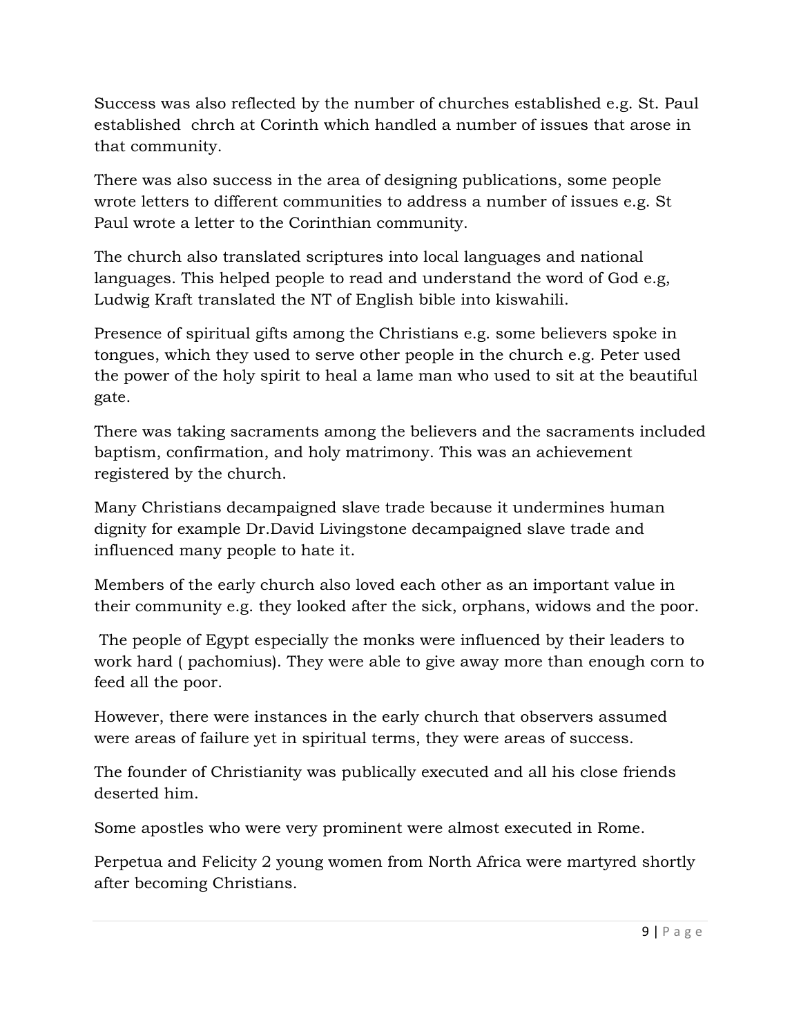Success was also reflected by the number of churches established e.g. St. Paul established chrch at Corinth which handled a number of issues that arose in that community.

There was also success in the area of designing publications, some people wrote letters to different communities to address a number of issues e.g. St Paul wrote a letter to the Corinthian community.

The church also translated scriptures into local languages and national languages. This helped people to read and understand the word of God e.g, Ludwig Kraft translated the NT of English bible into kiswahili.

Presence of spiritual gifts among the Christians e.g. some believers spoke in tongues, which they used to serve other people in the church e.g. Peter used the power of the holy spirit to heal a lame man who used to sit at the beautiful gate.

There was taking sacraments among the believers and the sacraments included baptism, confirmation, and holy matrimony. This was an achievement registered by the church.

Many Christians decampaigned slave trade because it undermines human dignity for example Dr.David Livingstone decampaigned slave trade and influenced many people to hate it.

Members of the early church also loved each other as an important value in their community e.g. they looked after the sick, orphans, widows and the poor.

The people of Egypt especially the monks were influenced by their leaders to work hard ( pachomius). They were able to give away more than enough corn to feed all the poor.

However, there were instances in the early church that observers assumed were areas of failure yet in spiritual terms, they were areas of success.

The founder of Christianity was publically executed and all his close friends deserted him.

Some apostles who were very prominent were almost executed in Rome.

Perpetua and Felicity 2 young women from North Africa were martyred shortly after becoming Christians.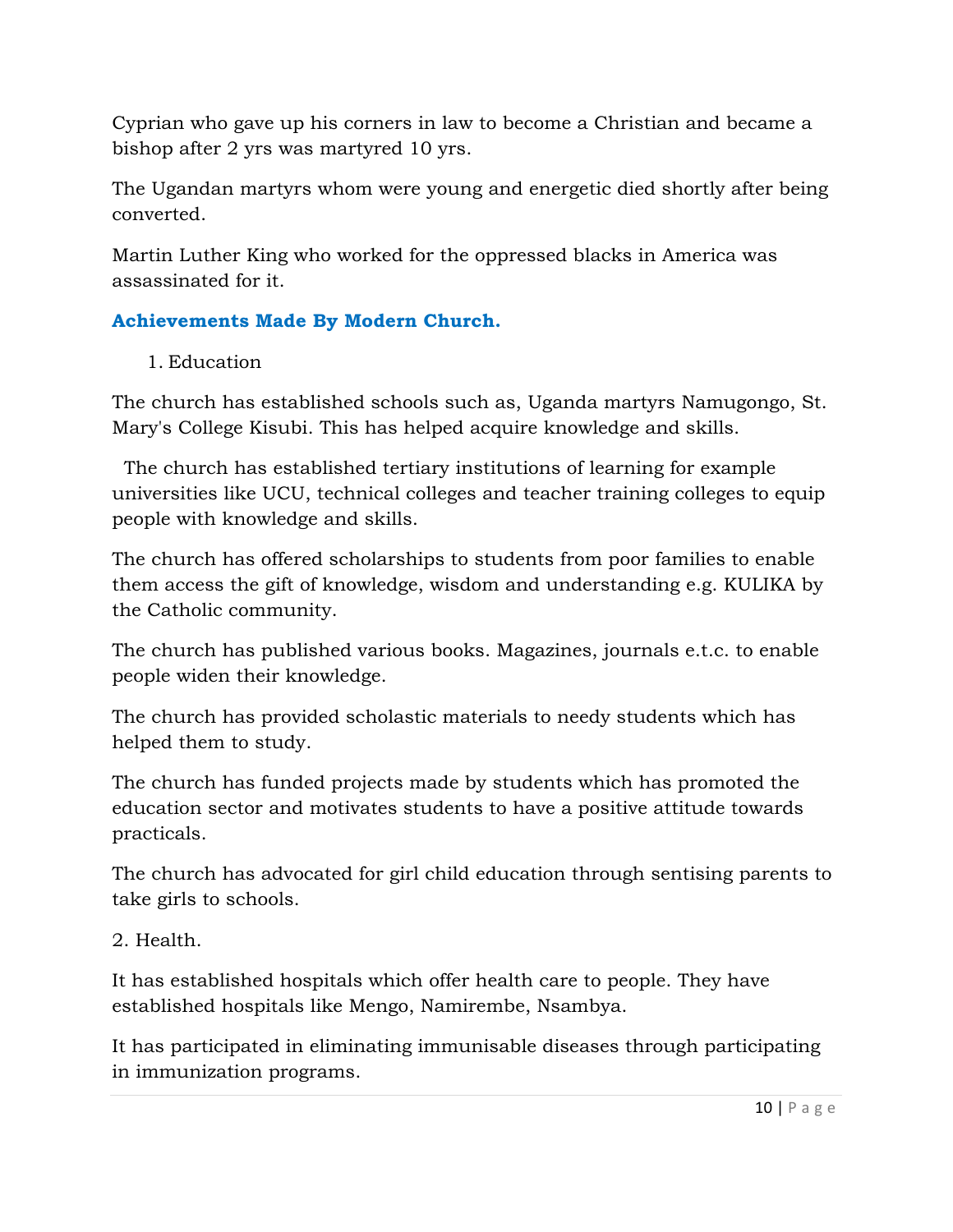Cyprian who gave up his corners in law to become a Christian and became a bishop after 2 yrs was martyred 10 yrs.

The Ugandan martyrs whom were young and energetic died shortly after being converted.

Martin Luther King who worked for the oppressed blacks in America was assassinated for it.

### Achievements Made By Modern Church.

1. Education

The church has established schools such as, Uganda martyrs Namugongo, St. Mary's College Kisubi. This has helped acquire knowledge and skills.

The church has established tertiary institutions of learning for example universities like UCU, technical colleges and teacher training colleges to equip people with knowledge and skills.

The church has offered scholarships to students from poor families to enable them access the gift of knowledge, wisdom and understanding e.g. KULIKA by the Catholic community.

The church has published various books. Magazines, journals e.t.c. to enable people widen their knowledge.

The church has provided scholastic materials to needy students which has helped them to study.

The church has funded projects made by students which has promoted the education sector and motivates students to have a positive attitude towards practicals.

The church has advocated for girl child education through sentising parents to take girls to schools.

2. Health.

It has established hospitals which offer health care to people. They have established hospitals like Mengo, Namirembe, Nsambya.

It has participated in eliminating immunisable diseases through participating in immunization programs.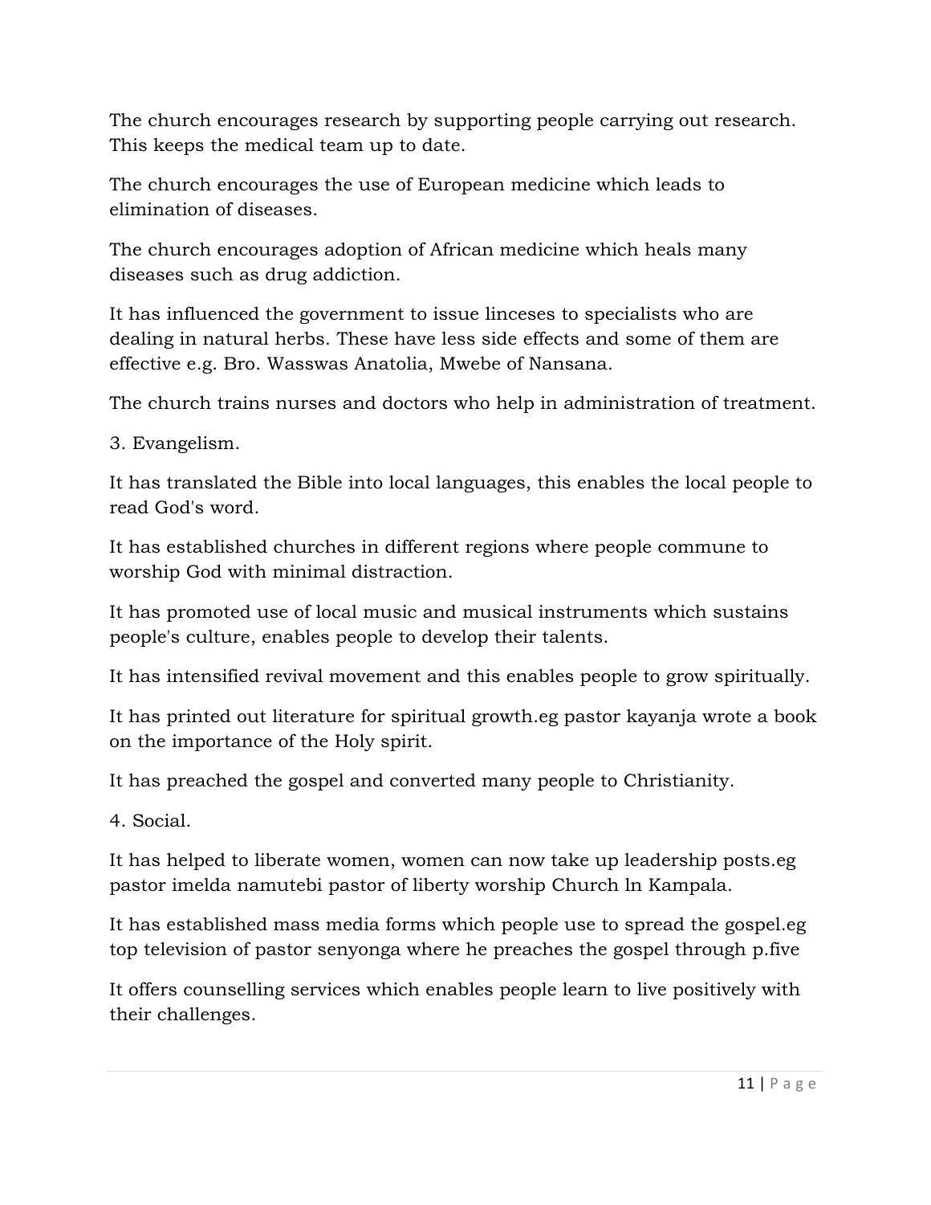The church encourages research by supporting people carrying out research. This keeps the medical team up to date.

The church encourages the use of European medicine which leads to elimination of diseases.

The church encourages adoption of African medicine which heals many diseases such as drug addiction.

It has influenced the government to issue linceses to specialists who are dealing in natural herbs. These have less side effects and some of them are effective e.g. Bro. Wasswas Anatolia, Mwebe of Nansana.

The church trains nurses and doctors who help in administration of treatment.

3. Evangelism.

It has translated the Bible into local languages, this enables the local people to read God's word.

It has established churches in different regions where people commune to worship God with minimal distraction.

It has promoted use of local music and musical instruments which sustains people's culture, enables people to develop their talents.

It has intensified revival movement and this enables people to grow spiritually.

It has printed out literature for spiritual growth.eg pastor kayanja wrote a book on the importance of the Holy spirit.

It has preached the gospel and converted many people to Christianity.

4. Social.

It has helped to liberate women, women can now take up leadership posts.eg pastor imelda namutebi pastor of liberty worship Church ln Kampala.

It has established mass media forms which people use to spread the gospel.eg top television of pastor senyonga where he preaches the gospel through p.five

It offers counselling services which enables people learn to live positively with their challenges.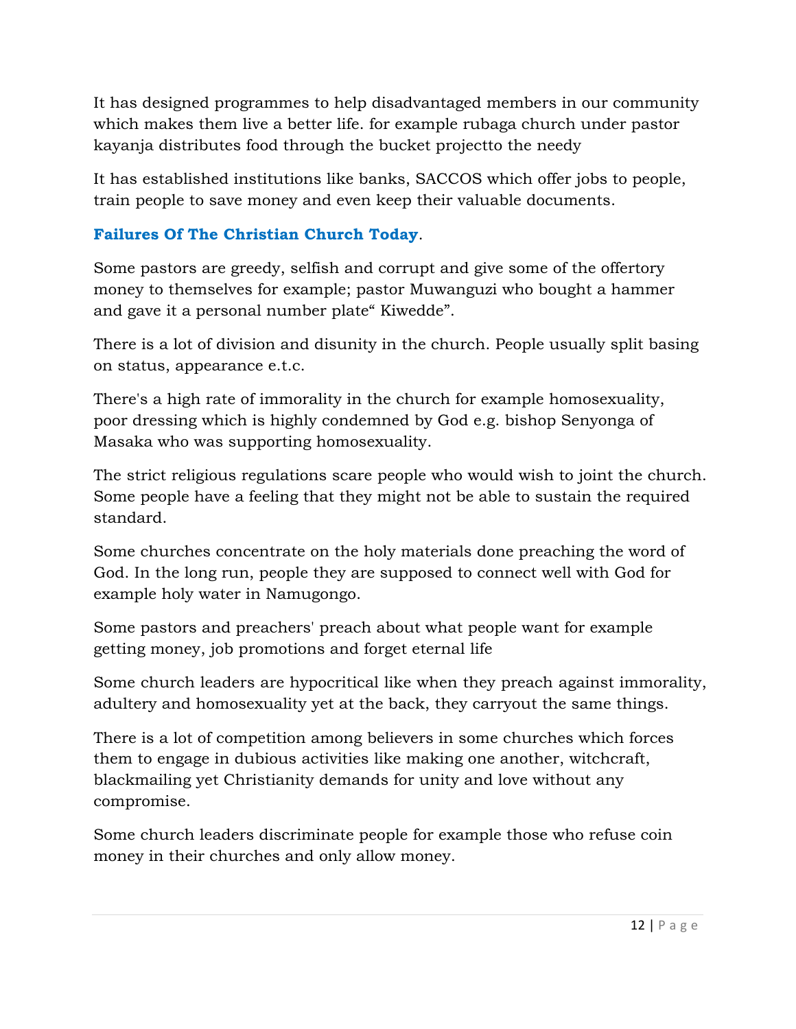It has designed programmes to help disadvantaged members in our community which makes them live a better life. for example rubaga church under pastor kayanja distributes food through the bucket projectto the needy

It has established institutions like banks, SACCOS which offer jobs to people, train people to save money and even keep their valuable documents.

## **Failures Of The Christian Church Today**.

Some pastors are greedy, selfish and corrupt and give some of the offertory money to themselves for example; pastor Muwanguzi who bought a hammer and gave it a personal number plate“ Kiwedde”.

There is a lot of division and disunity in the church. People usually split basing on status, appearance e.t.c.

There's a high rate of immorality in the church for example homosexuality, poor dressing which is highly condemned by God e.g. bishop Senyonga of Masaka who was supporting homosexuality.

The strict religious regulations scare people who would wish to joint the church. Some people have a feeling that they might not be able to sustain the required standard.

Some churches concentrate on the holy materials done preaching the word of God. In the long run, people they are supposed to connect well with God for example holy water in Namugongo.

Some pastors and preachers' preach about what people want for example getting money, job promotions and forget eternal life

Some church leaders are hypocritical like when they preach against immorality, adultery and homosexuality yet at the back, they carryout the same things.

There is a lot of competition among believers in some churches which forces them to engage in dubious activities like making one another, witchcraft, blackmailing yet Christianity demands for unity and love without any compromise.

Some church leaders discriminate people for example those who refuse coin money in their churches and only allow money.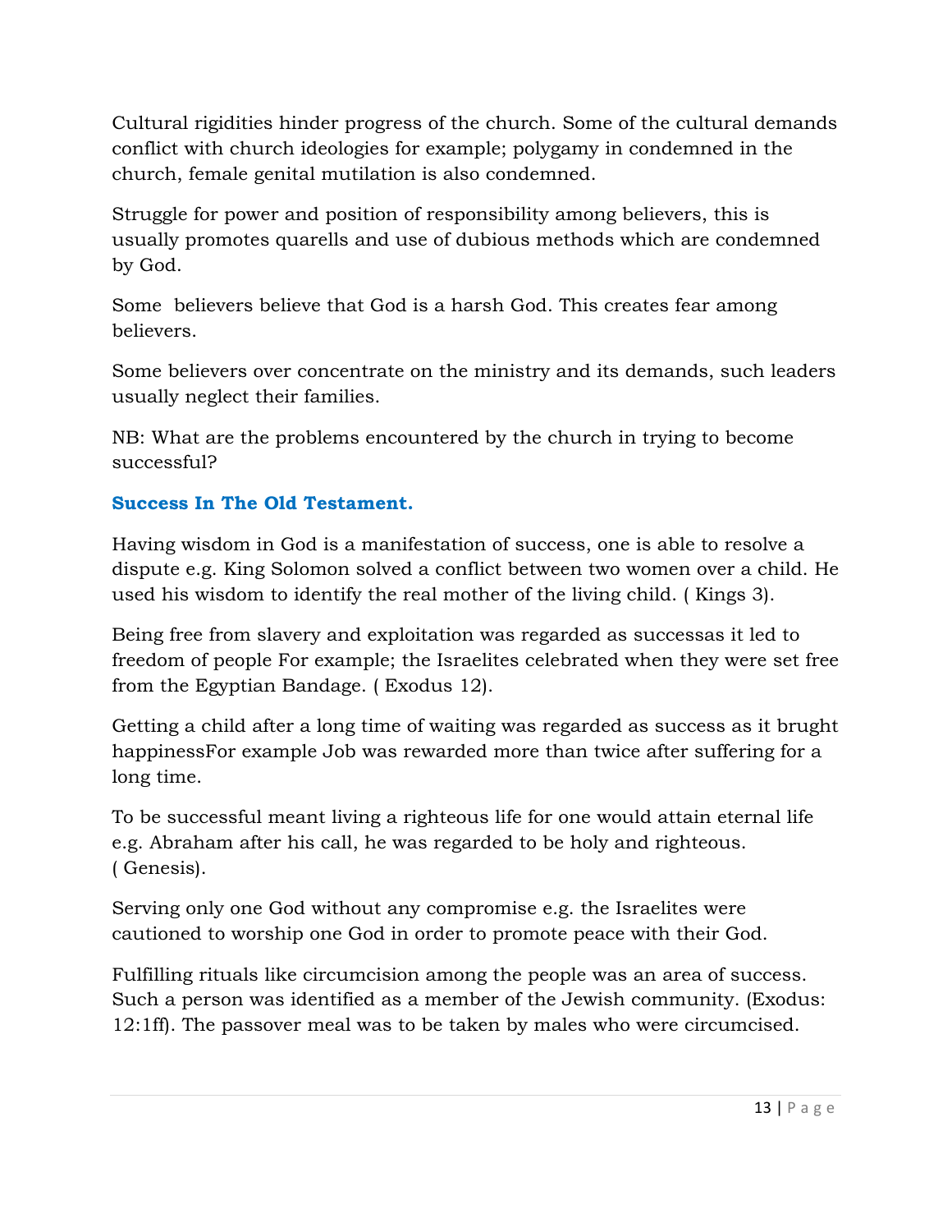Cultural rigidities hinder progress of the church. Some of the cultural demands conflict with church ideologies for example; polygamy in condemned in the church, female genital mutilation is also condemned.

Struggle for power and position of responsibility among believers, this is usually promotes quarells and use of dubious methods which are condemned by God.

Some  believers believe that God is a harsh God. This creates fear among believers.

Some believers over concentrate on the ministry and its demands, such leaders usually neglect their families.

NB: What are the problems encountered by the church in trying to become successful?

### Success In The Old Testament.

Having wisdom in God is a manifestation of success, one is able to resolve a dispute e.g. King Solomon solved a conflict between two women over a child. He used his wisdom to identify the real mother of the living child. ( Kings 3).

Being free from slavery and exploitation was regarded as successas it led to freedom of people For example; the Israelites celebrated when they were set free from the Egyptian Bandage. ( Exodus 12).

Getting a child after a long time of waiting was regarded as success as it brught happinessFor example Job was rewarded more than twice after suffering for a long time.

To be successful meant living a righteous life for one would attain eternal life e.g. Abraham after his call, he was regarded to be holy and righteous. ( Genesis).

Serving only one God without any compromise e.g. the Israelites were cautioned to worship one God in order to promote peace with their God.

Fulfilling rituals like circumcision among the people was an area of success. Such a person was identified as a member of the Jewish community. (Exodus: 12:1ff). The passover meal was to be taken by males who were circumcised.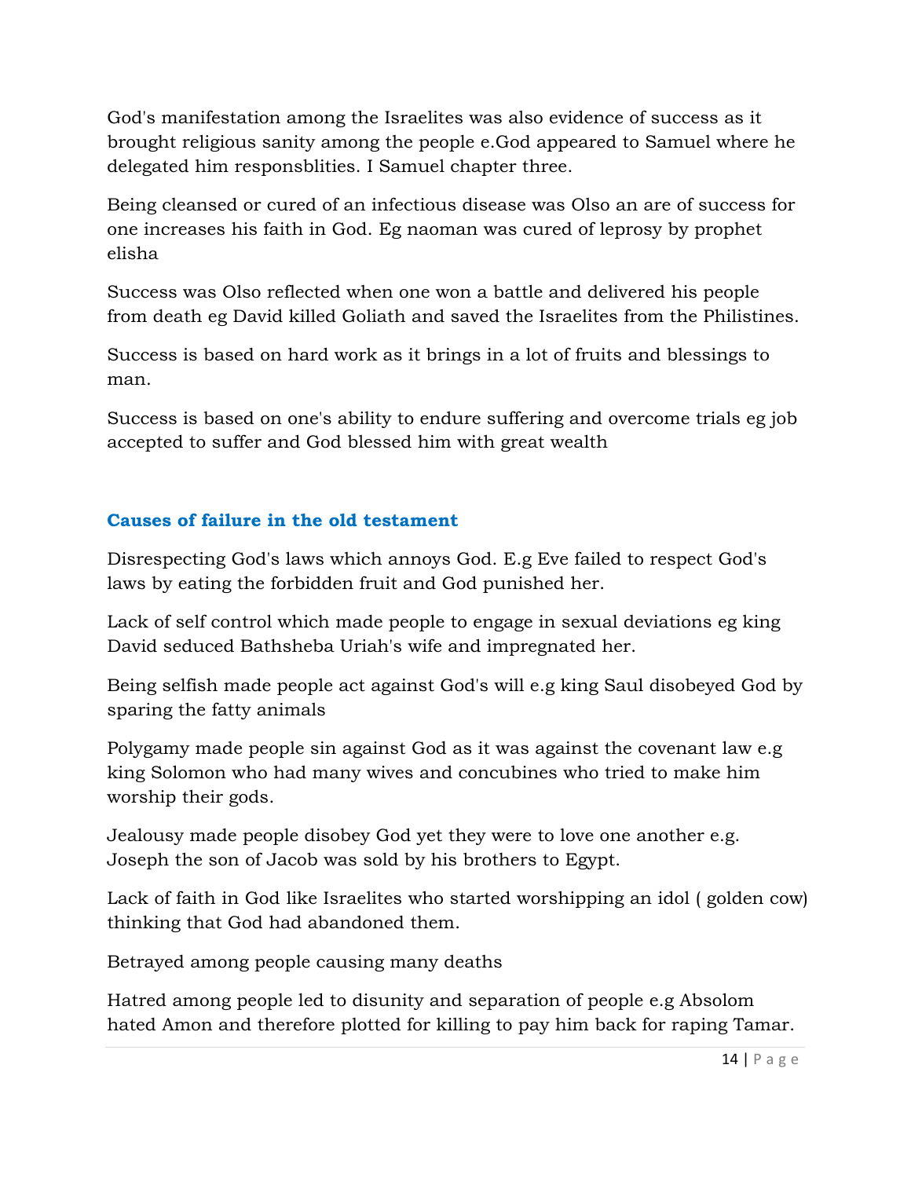God's manifestation among the Israelites was also evidence of success as it brought religious sanity among the people e.God appeared to Samuel where he delegated him responsblities. I Samuel chapter three.

Being cleansed or cured of an infectious disease was Olso an are of success for one increases his faith in God. Eg naoman was cured of leprosy by prophet elisha

Success was Olso reflected when one won a battle and delivered his people from death eg David killed Goliath and saved the Israelites from the Philistines.

Success is based on hard work as it brings in a lot of fruits and blessings to man.

Success is based on one's ability to endure suffering and overcome trials eg job accepted to suffer and God blessed him with great wealth

### Causes of failure in the old testament

Disrespecting God's laws which annoys God. E.g Eve failed to respect God's laws by eating the forbidden fruit and God punished her.

Lack of self control which made people to engage in sexual deviations eg king David seduced Bathsheba Uriah's wife and impregnated her.

Being selfish made people act against God's will e.g king Saul disobeyed God by sparing the fatty animals

Polygamy made people sin against God as it was against the covenant law e.g king Solomon who had many wives and concubines who tried to make him worship their gods.

Jealousy made people disobey God yet they were to love one another e.g. Joseph the son of Jacob was sold by his brothers to Egypt.

Lack of faith in God like Israelites who started worshipping an idol ( golden cow) thinking that God had abandoned them.

Betrayed among people causing many deaths

Hatred among people led to disunity and separation of people e.g Absolom hated Amon and therefore plotted for killing to pay him back for raping Tamar.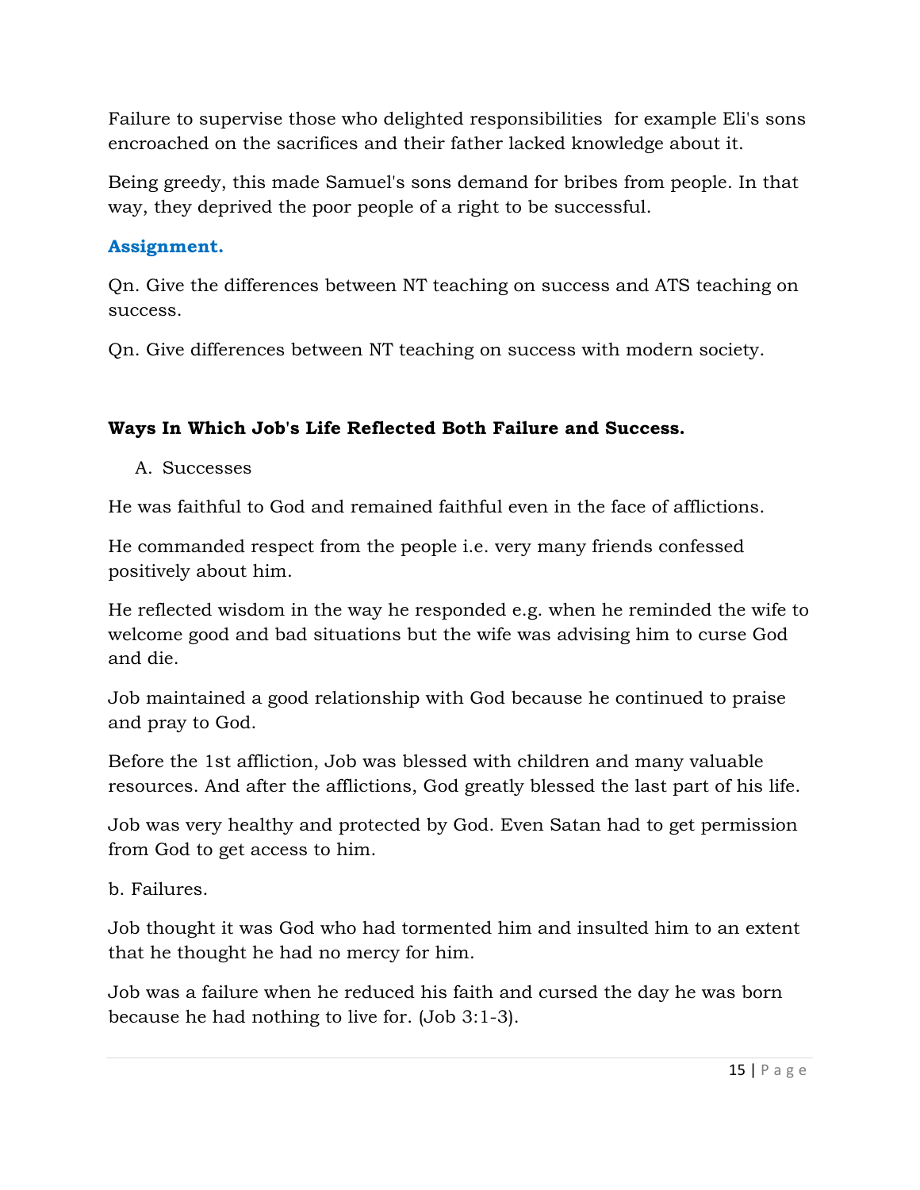Failure to supervise those who delighted responsibilities  for example Eli's sons encroached on the sacrifices and their father lacked knowledge about it.

Being greedy, this made Samuel's sons demand for bribes from people. In that way, they deprived the poor people of a right to be successful.

**Assignment.**

Qn. Give the differences between NT teaching on success and ATS teaching on success.

Qn. Give differences between NT teaching on success with modern society.

**Ways In Which Job's Life Reflected Both Failure and Success.**

A. Successes

He was faithful to God and remained faithful even in the face of afflictions.

He commanded respect from the people i.e. very many friends confessed positively about him.

He reflected wisdom in the way he responded e.g. when he reminded the wife to welcome good and bad situations but the wife was advising him to curse God and die.

Job maintained a good relationship with God because he continued to praise and pray to God.

Before the 1st affliction, Job was blessed with children and many valuable resources. And after the afflictions, God greatly blessed the last part of his life.

Job was very healthy and protected by God. Even Satan had to get permission from God to get access to him.

b. Failures.

Job thought it was God who had tormented him and insulted him to an extent that he thought he had no mercy for him.

Job was a failure when he reduced his faith and cursed the day he was born because he had nothing to live for. (Job 3:1-3).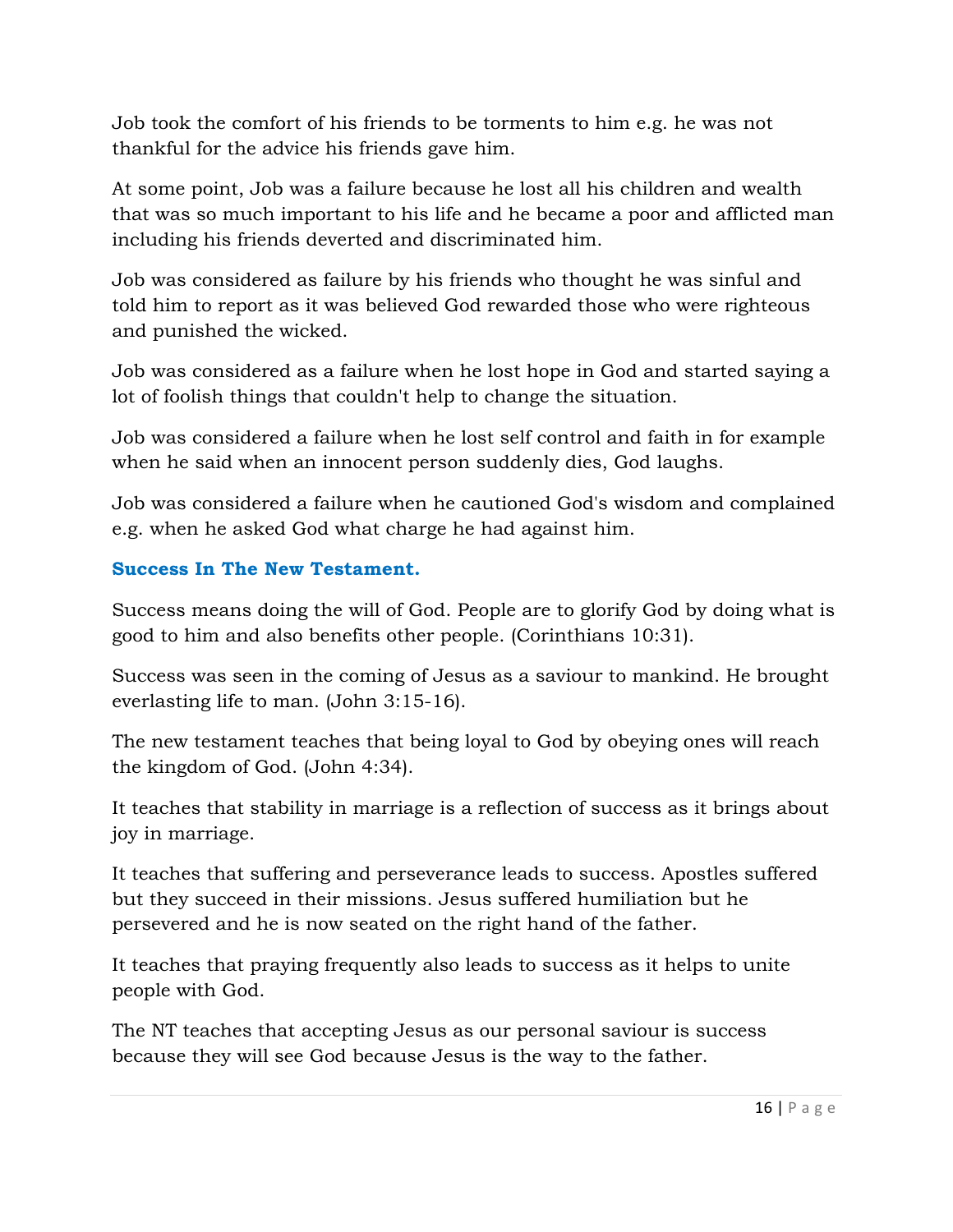Job took the comfort of his friends to be torments to him e.g. he was not thankful for the advice his friends gave him.

At some point, Job was a failure because he lost all his children and wealth that was so much important to his life and he became a poor and afflicted man including his friends deverted and discriminated him.

Job was considered as failure by his friends who thought he was sinful and told him to report as it was believed God rewarded those who were righteous and punished the wicked.

Job was considered as a failure when he lost hope in God and started saying a lot of foolish things that couldn't help to change the situation.

Job was considered a failure when he lost self control and faith in for example when he said when an innocent person suddenly dies, God laughs.

Job was considered a failure when he cautioned God's wisdom and complained e.g. when he asked God what charge he had against him.

### Success In The New Testament.

Success means doing the will of God. People are to glorify God by doing what is good to him and also benefits other people. (Corinthians 10:31).

Success was seen in the coming of Jesus as a saviour to mankind. He brought everlasting life to man. (John 3:15-16).

The new testament teaches that being loyal to God by obeying ones will reach the kingdom of God. (John 4:34).

It teaches that stability in marriage is a reflection of success as it brings about joy in marriage.

It teaches that suffering and perseverance leads to success. Apostles suffered but they succeed in their missions. Jesus suffered humiliation but he persevered and he is now seated on the right hand of the father.

It teaches that praying frequently also leads to success as it helps to unite people with God.

The NT teaches that accepting Jesus as our personal saviour is success because they will see God because Jesus is the way to the father.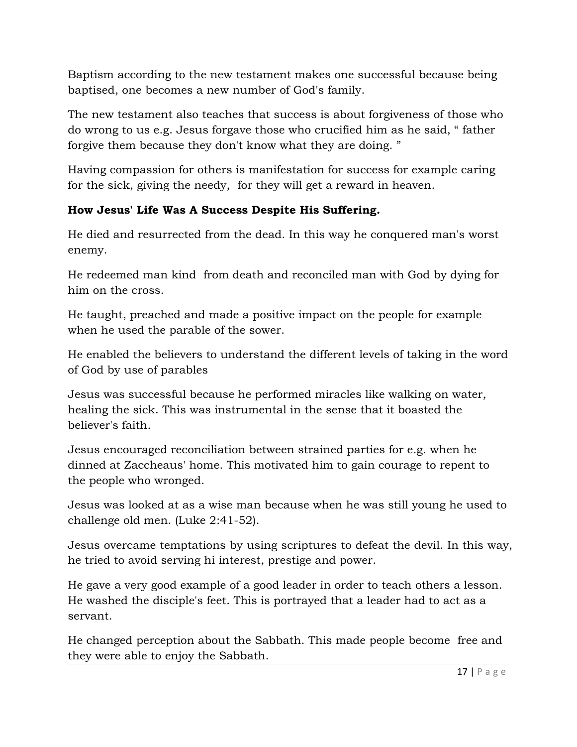Baptism according to the new testament makes one successful because being baptised, one becomes a new number of God's family.

The new testament also teaches that success is about forgiveness of those who do wrong to us e.g. Jesus forgave those who crucified him as he said, " father forgive them because they don't know what they are doing. "

Having compassion for others is manifestation for success for example caring for the sick, giving the needy, for they will get a reward in heaven.

**How Jesus' Life Was A Success Despite His Suffering.**

He died and resurrected from the dead. In this way he conquered man's worst enemy.

He redeemed man kind from death and reconciled man with God by dying for him on the cross.

He taught, preached and made a positive impact on the people for example when he used the parable of the sower.

He enabled the believers to understand the different levels of taking in the word of God by use of parables

Jesus was successful because he performed miracles like walking on water, healing the sick. This was instrumental in the sense that it boasted the believer's faith.

Jesus encouraged reconciliation between strained parties for e.g. when he dinned at Zaccheaus' home. This motivated him to gain courage to repent to the people who wronged.

Jesus was looked at as a wise man because when he was still young he used to challenge old men. (Luke 2:41-52).

Jesus overcame temptations by using scriptures to defeat the devil. In this way, he tried to avoid serving hi interest, prestige and power.

He gave a very good example of a good leader in order to teach others a lesson. He washed the disciple's feet. This is portrayed that a leader had to act as a servant.

He changed perception about the Sabbath. This made people become free and they were able to enjoy the Sabbath.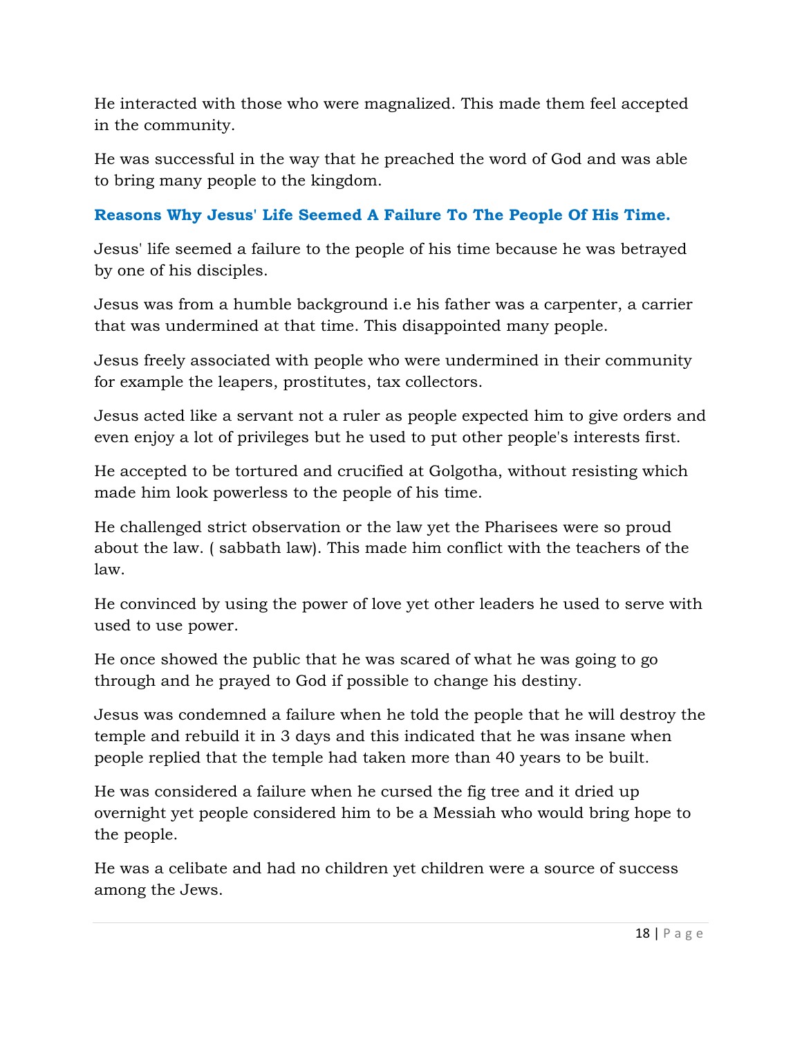He interacted with those who were magnalized. This made them feel accepted in the community.

He was successful in the way that he preached the word of God and was able to bring many people to the kingdom.

### Reasons Why Jesus' Life Seemed A Failure To The People Of His Time.

Jesus' life seemed a failure to the people of his time because he was betrayed by one of his disciples.

Jesus was from a humble background i.e his father was a carpenter, a carrier that was undermined at that time. This disappointed many people.

Jesus freely associated with people who were undermined in their community for example the leapers, prostitutes, tax collectors.

Jesus acted like a servant not a ruler as people expected him to give orders and even enjoy a lot of privileges but he used to put other people's interests first.

He accepted to be tortured and crucified at Golgotha, without resisting which made him look powerless to the people of his time.

He challenged strict observation or the law yet the Pharisees were so proud about the law. ( sabbath law). This made him conflict with the teachers of the law.

He convinced by using the power of love yet other leaders he used to serve with used to use power.

He once showed the public that he was scared of what he was going to go through and he prayed to God if possible to change his destiny.

Jesus was condemned a failure when he told the people that he will destroy the temple and rebuild it in 3 days and this indicated that he was insane when people replied that the temple had taken more than 40 years to be built.

He was considered a failure when he cursed the fig tree and it dried up overnight yet people considered him to be a Messiah who would bring hope to the people.

He was a celibate and had no children yet children were a source of success among the Jews.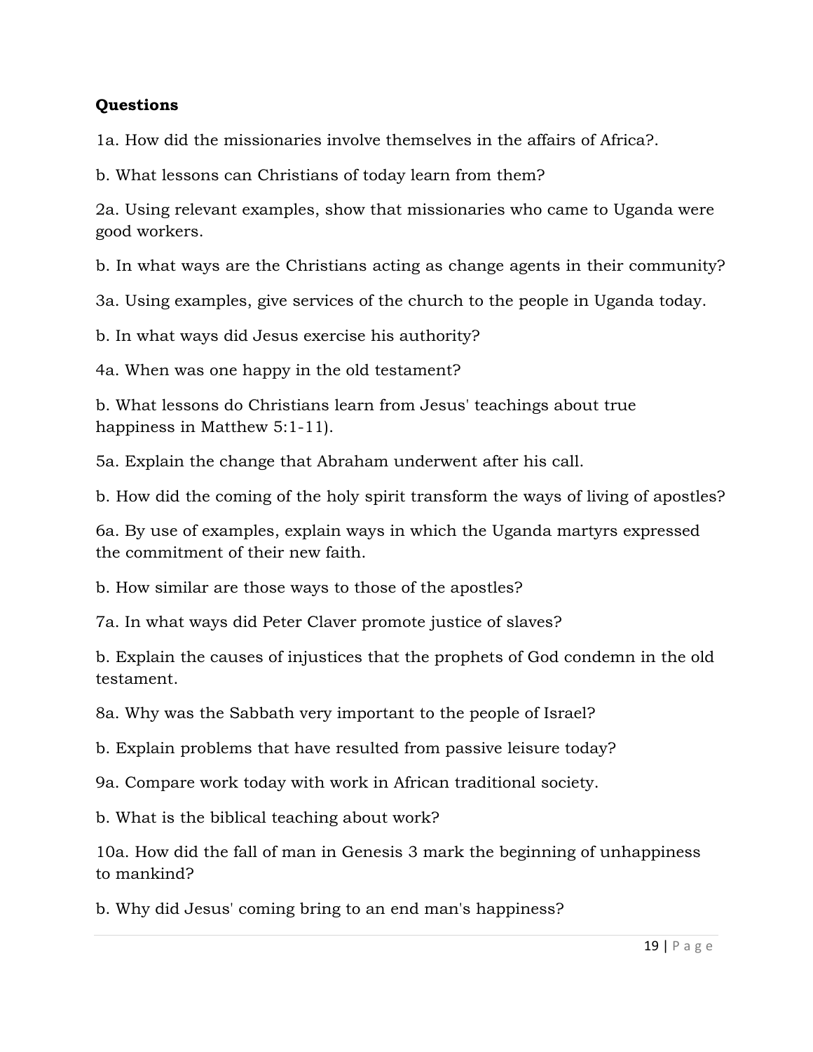**Questions**

1a. How did the missionaries involve themselves in the affairs of Africa?.

b. What lessons can Christians of today learn from them?

2a. Using relevant examples, show that missionaries who came to Uganda were good workers.

b. In what ways are the Christians acting as change agents in their community?

3a. Using examples, give services of the church to the people in Uganda today.

b. In what ways did Jesus exercise his authority?

4a. When was one happy in the old testament?

b. What lessons do Christians learn from Jesus' teachings about true happiness in Matthew 5:1-11).

5a. Explain the change that Abraham underwent after his call.

b. How did the coming of the holy spirit transform the ways of living of apostles?

6a. By use of examples, explain ways in which the Uganda martyrs expressed the commitment of their new faith.

b. How similar are those ways to those of the apostles?

7a. In what ways did Peter Claver promote justice of slaves?

b. Explain the causes of injustices that the prophets of God condemn in the old testament.

8a. Why was the Sabbath very important to the people of Israel?

b. Explain problems that have resulted from passive leisure today?

9a. Compare work today with work in African traditional society.

b. What is the biblical teaching about work?

10a. How did the fall of man in Genesis 3 mark the beginning of unhappiness to mankind?

b. Why did Jesus' coming bring to an end man's happiness?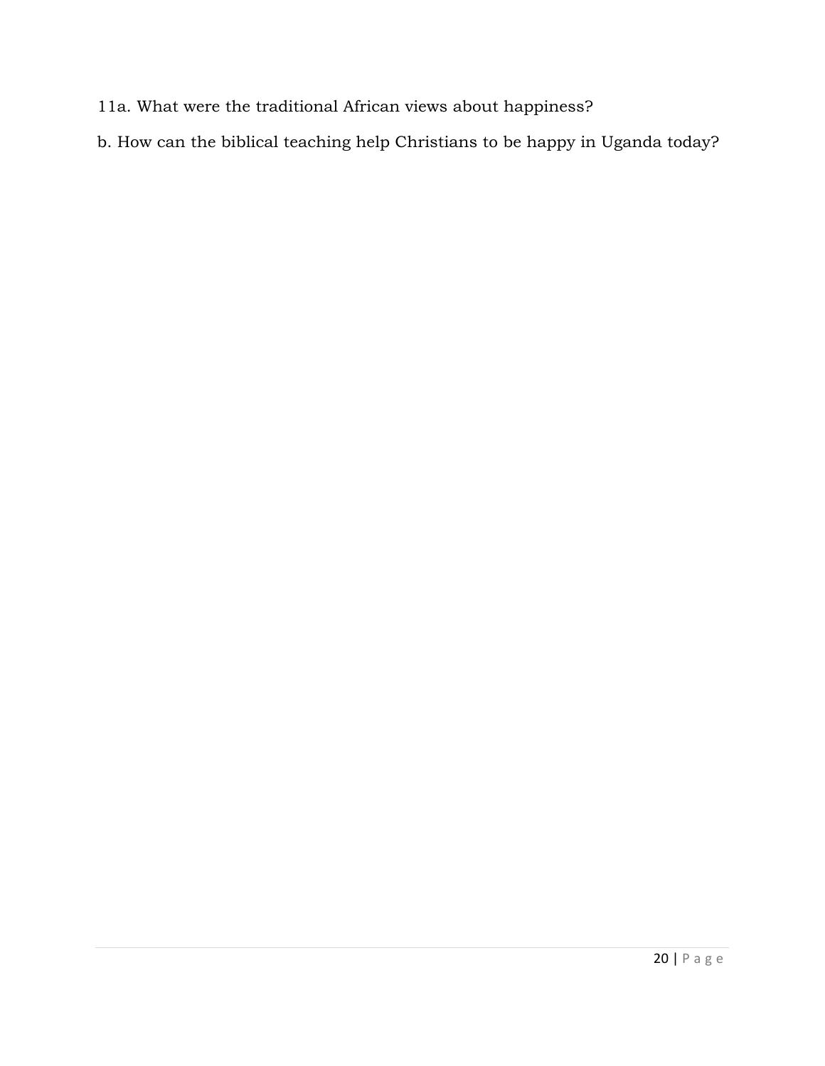11a. What were the traditional African views about happiness?

b. How can the biblical teaching help Christians to be happy in Uganda today?